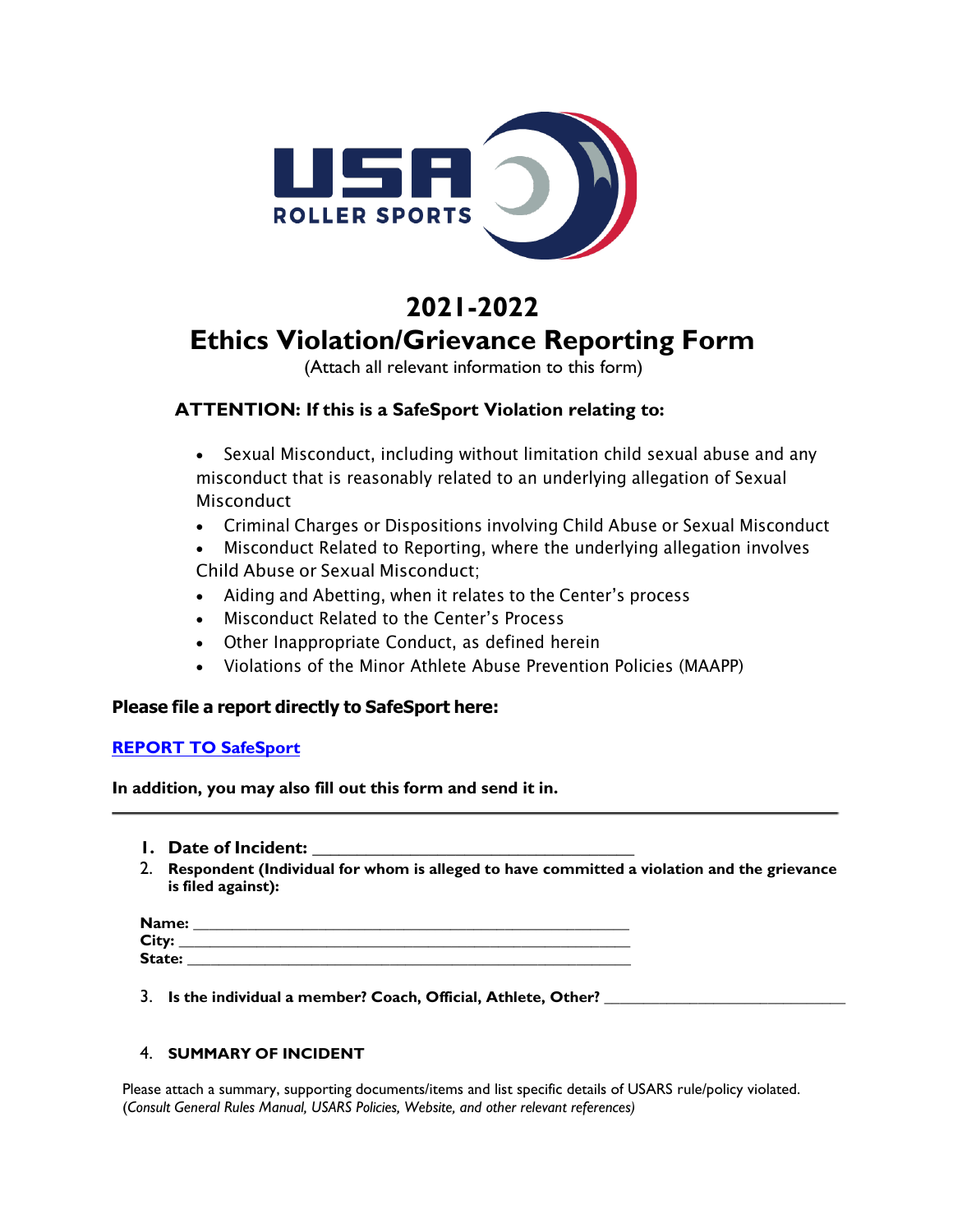# 2021-2022

# Ethics Violation/Grievance Reporting Form

(Attach all relevant information to this form)

### ATTENTION: If this is a SafeSport Violation relating to:

- Sexual Misconduct, including without limitation child sexual abuse and any misconduct that is reasonably related to an underlying allegation of Sexual Misconduct
- Criminal Charges or Dispositions involving Child Abuse or Sexual Misconduct
- Misconduct Related to Reporting, where the underlying allegation involves Child Abuse or Sexual Misconduct;
- Aiding and Abetting, when it relates to the Center's process
- Misconduct Related to the Center's Process
- Other Inappropriate Conduct, as defined herein
- Violations of the Minor Athlete Abuse Prevention Policies (MAAPP)

**Please file a report directly to SafeSport here:**

**REPORT TO SafeSport**

**In addition, you may also fill out this form and send it in.**

---

1. **Date of Incident:** ___________________________________
2. **Respondent (Individual for whom is alleged to have committed a violation and the grievance is filed against):**

**Name:** ___________________________________________________
**City:** ____________________________________________________
**State:** ___________________________________________________

3. **Is the individual a member? Coach, Official, Athlete, Other?** ___________________________

4. **SUMMARY OF INCIDENT**

Please attach a summary, supporting documents/items and list specific details of USARS rule/policy violated. (*Consult General Rules Manual, USARS Policies, Website, and other relevant references)*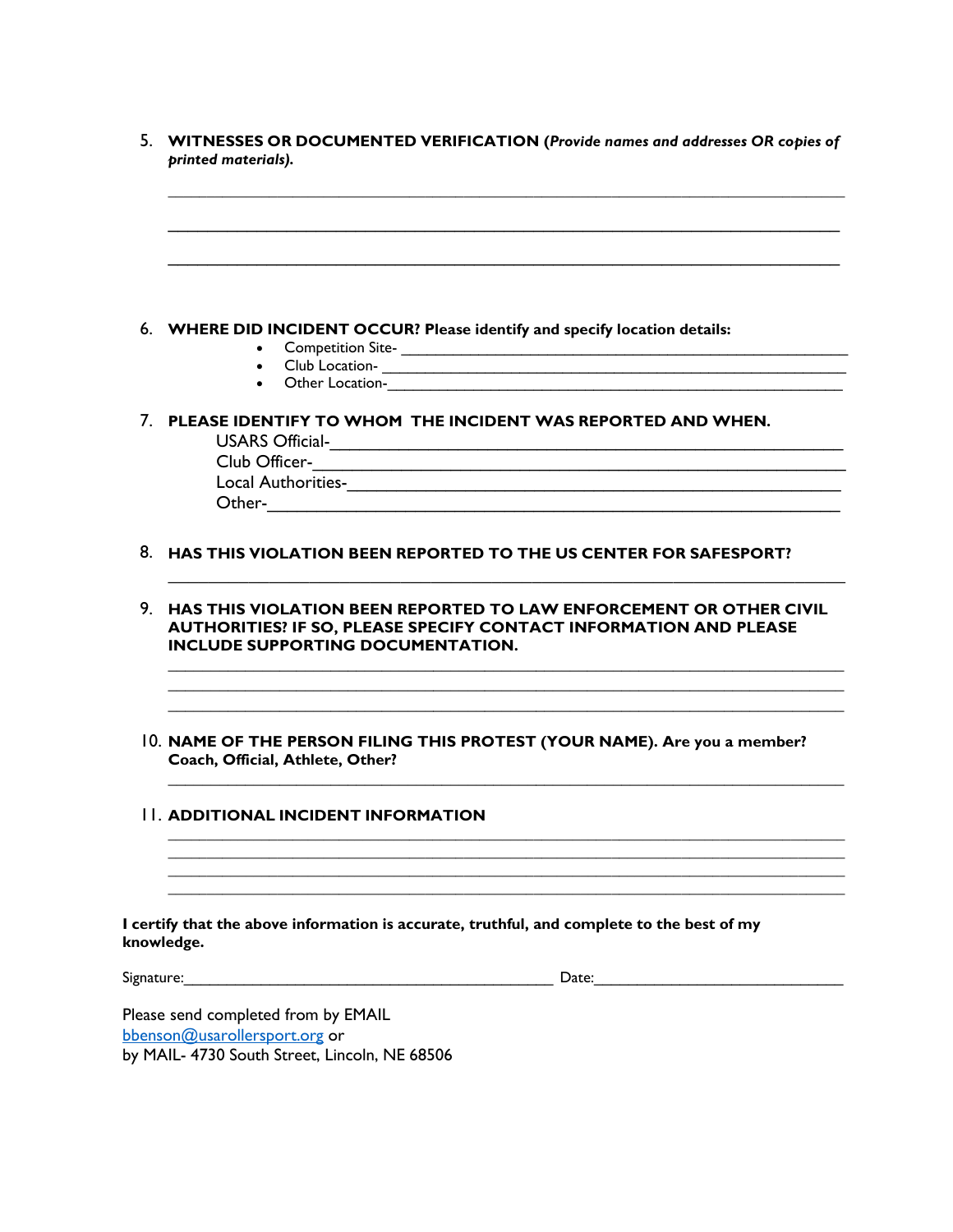5. **WITNESSES OR DOCUMENTED VERIFICATION (*Provide names and addresses OR copies of printed materials*).**

_______________________________________________________________________________

_______________________________________________________________________________

_______________________________________________________________________________

6. **WHERE DID INCIDENT OCCUR? Please identify and specify location details:**
   - Competition Site- ____________________________________________________
   - Club Location- ______________________________________________________
   - Other Location-______________________________________________________

7. **PLEASE IDENTIFY TO WHOM THE INCIDENT WAS REPORTED AND WHEN.**

   USARS Official-_______________________________________________________

   Club Officer-_________________________________________________________

   Local Authorities-_____________________________________________________

   Other-______________________________________________________________

8. **HAS THIS VIOLATION BEEN REPORTED TO THE US CENTER FOR SAFESPORT?**

_______________________________________________________________________________

9. **HAS THIS VIOLATION BEEN REPORTED TO LAW ENFORCEMENT OR OTHER CIVIL AUTHORITIES? IF SO, PLEASE SPECIFY CONTACT INFORMATION AND PLEASE INCLUDE SUPPORTING DOCUMENTATION.**

_______________________________________________________________________________

_______________________________________________________________________________

_______________________________________________________________________________

10. **NAME OF THE PERSON FILING THIS PROTEST (YOUR NAME). Are you a member? Coach, Official, Athlete, Other?**

_______________________________________________________________________________

11. **ADDITIONAL INCIDENT INFORMATION**

_______________________________________________________________________________

_______________________________________________________________________________

_______________________________________________________________________________

_______________________________________________________________________________

**I certify that the above information is accurate, truthful, and complete to the best of my knowledge.**

Signature:_______________________________________________ Date:_______________________________

Please send completed from by EMAIL
bbenson@usarollersport.org or
by MAIL- 4730 South Street, Lincoln, NE 68506